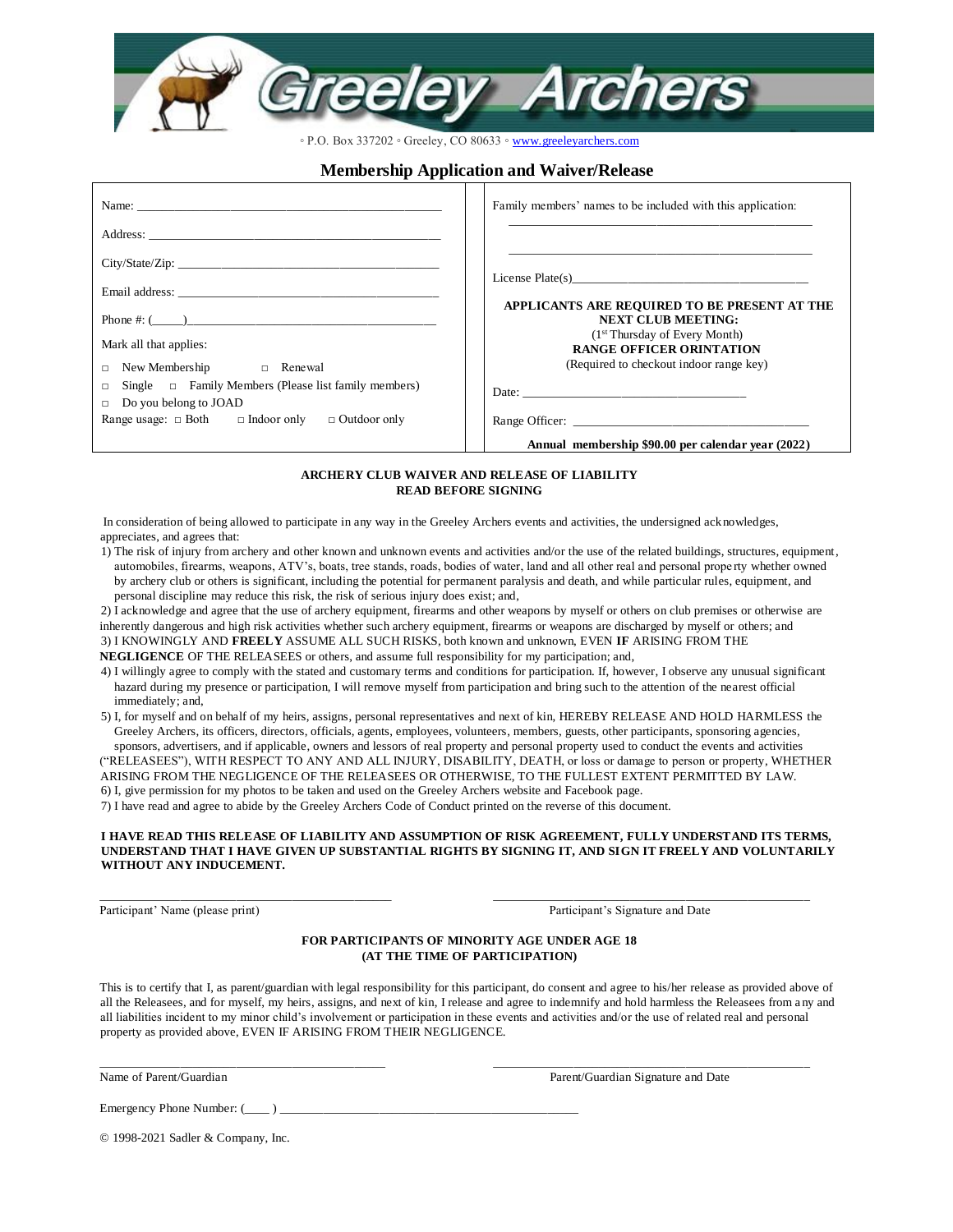# Greeley Archers

◦ P.O. Box 337202 ◦ Greeley, CO 80633 ◦ www.greeleyarchers.com

## Membership Application and Waiver/Release

Name: ________________________________________________

Address: ______________________________________________

City/State/Zip: _________________________________________

Email address: _________________________________________

Phone #: (_____)________________________________________

Mark all that applies:

□ New Membership □ Renewal

□ Single □ Family Members (Please list family members)

□ Do you belong to JOAD

Range usage: □ Both □ Indoor only □ Outdoor only

Family members' names to be included with this application:

________________________________________________

________________________________________________

License Plate(s)______________________________________

**APPLICANTS ARE REQUIRED TO BE PRESENT AT THE NEXT CLUB MEETING:**

(1st Thursday of Every Month)

**RANGE OFFICER ORINTATION**

(Required to checkout indoor range key)

Date: ___________________________________

Range Officer: _____________________________________

**Annual membership $90.00 per calendar year (2022)**

### ARCHERY CLUB WAIVER AND RELEASE OF LIABILITY
### READ BEFORE SIGNING

In consideration of being allowed to participate in any way in the Greeley Archers events and activities, the undersigned acknowledges, appreciates, and agrees that:

1) The risk of injury from archery and other known and unknown events and activities and/or the use of the related buildings, structures, equipment, automobiles, firearms, weapons, ATV's, boats, tree stands, roads, bodies of water, land and all other real and personal property whether owned by archery club or others is significant, including the potential for permanent paralysis and death, and while particular rules, equipment, and personal discipline may reduce this risk, the risk of serious injury does exist; and,

2) I acknowledge and agree that the use of archery equipment, firearms and other weapons by myself or others on club premises or otherwise are inherently dangerous and high risk activities whether such archery equipment, firearms or weapons are discharged by myself or others; and

3) I KNOWINGLY AND **FREELY** ASSUME ALL SUCH RISKS, both known and unknown, EVEN **IF** ARISING FROM THE **NEGLIGENCE** OF THE RELEASEES or others, and assume full responsibility for my participation; and,

4) I willingly agree to comply with the stated and customary terms and conditions for participation. If, however, I observe any unusual significant hazard during my presence or participation, I will remove myself from participation and bring such to the attention of the nearest official immediately; and,

5) I, for myself and on behalf of my heirs, assigns, personal representatives and next of kin, HEREBY RELEASE AND HOLD HARMLESS the Greeley Archers, its officers, directors, officials, agents, employees, volunteers, members, guests, other participants, sponsoring agencies, sponsors, advertisers, and if applicable, owners and lessors of real property and personal property used to conduct the events and activities ("RELEASEES"), WITH RESPECT TO ANY AND ALL INJURY, DISABILITY, DEATH, or loss or damage to person or property, WHETHER ARISING FROM THE NEGLIGENCE OF THE RELEASEES OR OTHERWISE, TO THE FULLEST EXTENT PERMITTED BY LAW.

6) I, give permission for my photos to be taken and used on the Greeley Archers website and Facebook page.

7) I have read and agree to abide by the Greeley Archers Code of Conduct printed on the reverse of this document.

**I HAVE READ THIS RELEASE OF LIABILITY AND ASSUMPTION OF RISK AGREEMENT, FULLY UNDERSTAND ITS TERMS, UNDERSTAND THAT I HAVE GIVEN UP SUBSTANTIAL RIGHTS BY SIGNING IT, AND SIGN IT FREELY AND VOLUNTARILY WITHOUT ANY INDUCEMENT.**

_____________________________________________ _________________________________________________

Participant' Name (please print) Participant's Signature and Date

### FOR PARTICIPANTS OF MINORITY AGE UNDER AGE 18
### (AT THE TIME OF PARTICIPATION)

This is to certify that I, as parent/guardian with legal responsibility for this participant, do consent and agree to his/her release as provided above of all the Releasees, and for myself, my heirs, assigns, and next of kin, I release and agree to indemnify and hold harmless the Releasees from any and all liabilities incident to my minor child's involvement or participation in these events and activities and/or the use of related real and personal property as provided above, EVEN IF ARISING FROM THEIR NEGLIGENCE.

_____________________________________________ _________________________________________________

Name of Parent/Guardian Parent/Guardian Signature and Date

Emergency Phone Number: (____ ) _______________________________________________

© 1998-2021 Sadler & Company, Inc.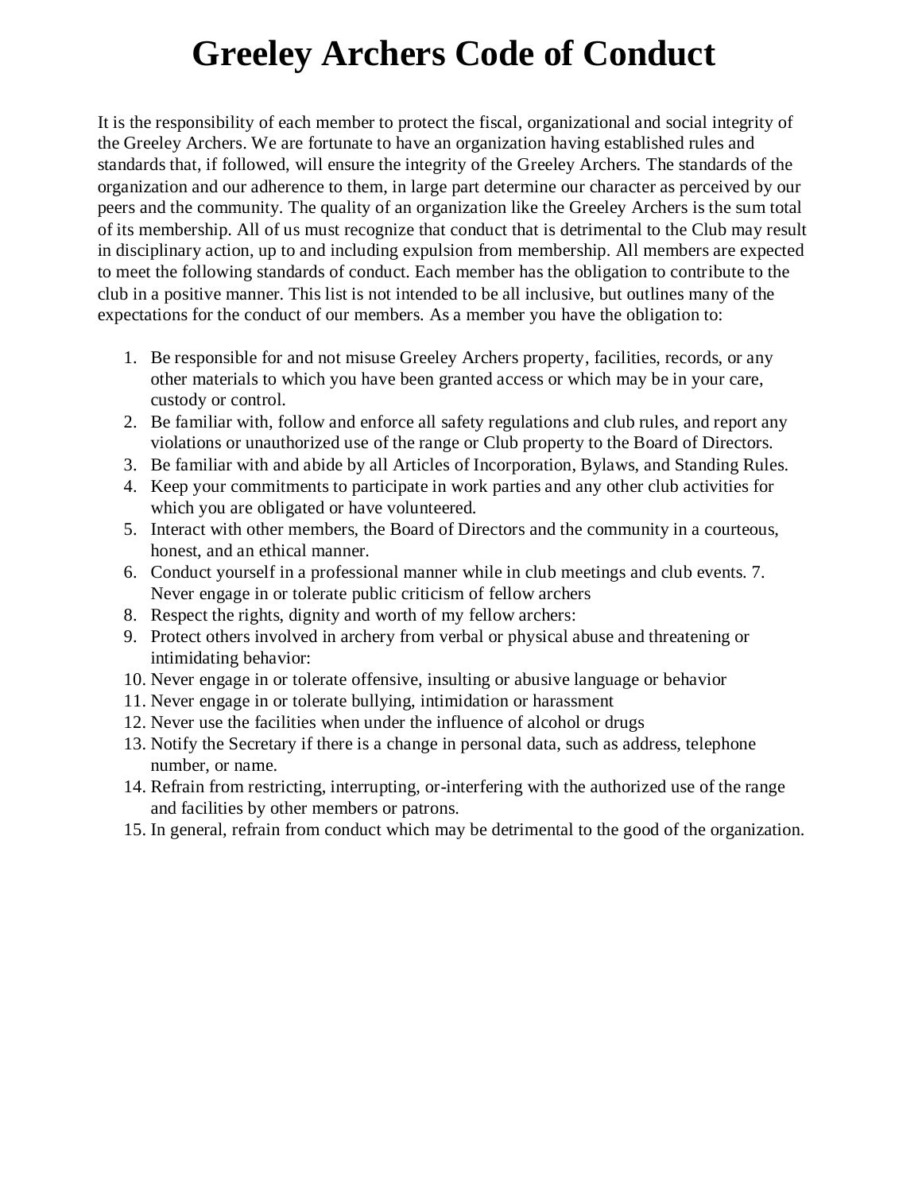# Greeley Archers Code of Conduct

It is the responsibility of each member to protect the fiscal, organizational and social integrity of the Greeley Archers. We are fortunate to have an organization having established rules and standards that, if followed, will ensure the integrity of the Greeley Archers. The standards of the organization and our adherence to them, in large part determine our character as perceived by our peers and the community. The quality of an organization like the Greeley Archers is the sum total of its membership. All of us must recognize that conduct that is detrimental to the Club may result in disciplinary action, up to and including expulsion from membership. All members are expected to meet the following standards of conduct. Each member has the obligation to contribute to the club in a positive manner. This list is not intended to be all inclusive, but outlines many of the expectations for the conduct of our members. As a member you have the obligation to:

1. Be responsible for and not misuse Greeley Archers property, facilities, records, or any other materials to which you have been granted access or which may be in your care, custody or control.
2. Be familiar with, follow and enforce all safety regulations and club rules, and report any violations or unauthorized use of the range or Club property to the Board of Directors.
3. Be familiar with and abide by all Articles of Incorporation, Bylaws, and Standing Rules.
4. Keep your commitments to participate in work parties and any other club activities for which you are obligated or have volunteered.
5. Interact with other members, the Board of Directors and the community in a courteous, honest, and an ethical manner.
6. Conduct yourself in a professional manner while in club meetings and club events. 7. Never engage in or tolerate public criticism of fellow archers
8. Respect the rights, dignity and worth of my fellow archers:
9. Protect others involved in archery from verbal or physical abuse and threatening or intimidating behavior:
10. Never engage in or tolerate offensive, insulting or abusive language or behavior
11. Never engage in or tolerate bullying, intimidation or harassment
12. Never use the facilities when under the influence of alcohol or drugs
13. Notify the Secretary if there is a change in personal data, such as address, telephone number, or name.
14. Refrain from restricting, interrupting, or-interfering with the authorized use of the range and facilities by other members or patrons.
15. In general, refrain from conduct which may be detrimental to the good of the organization.